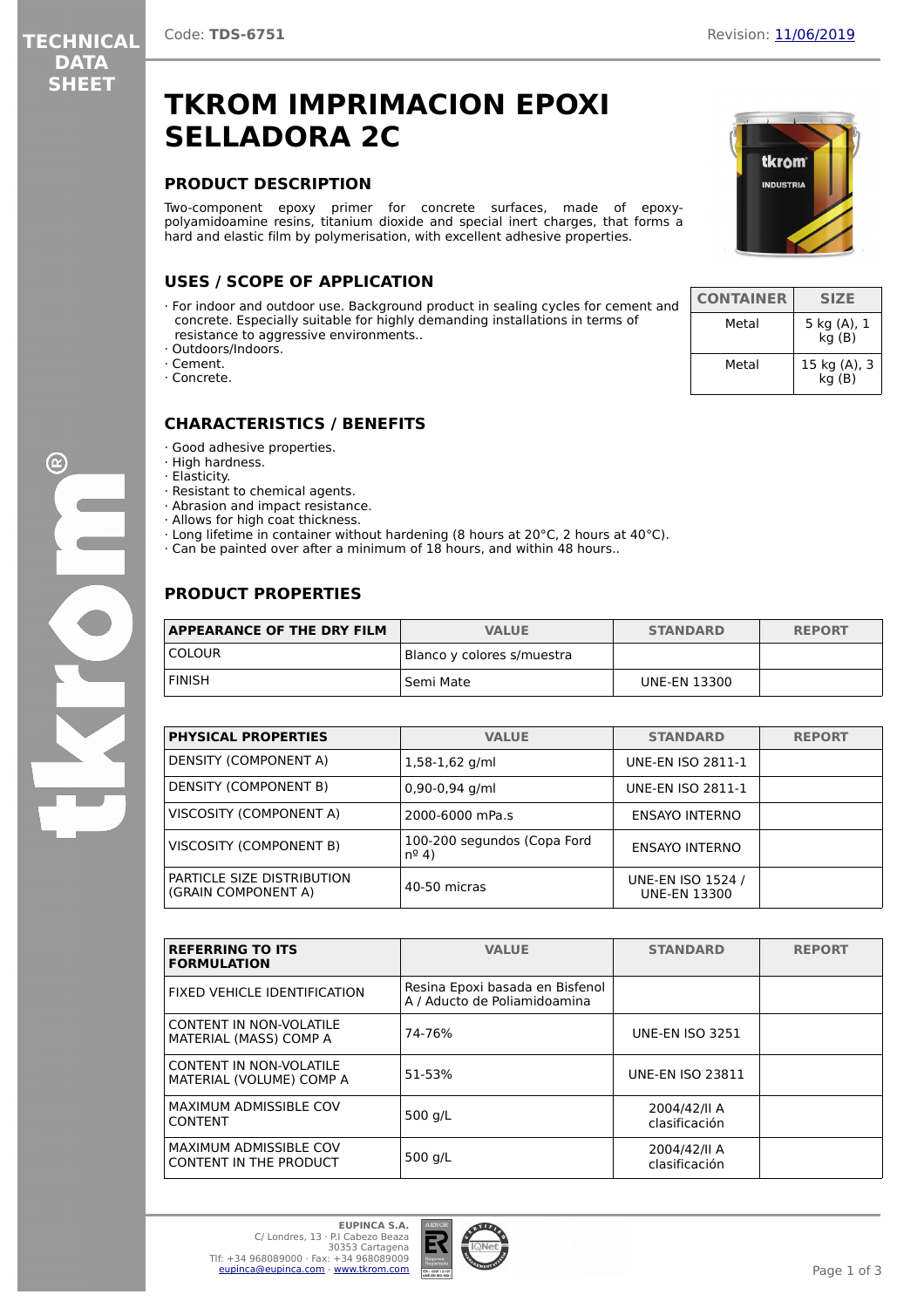TECHNICAL DATA SHEET

Code: **TDS-6751**

Revision: 11/06/2019

# TKROM IMPRIMACION EPOXI SELLADORA 2C

## PRODUCT DESCRIPTION

Two-component epoxy primer for concrete surfaces, made of epoxy-polyamidoamine resins, titanium dioxide and special inert charges, that forms a hard and elastic film by polymerisation, with excellent adhesive properties.

## USES / SCOPE OF APPLICATION

· For indoor and outdoor use. Background product in sealing cycles for cement and concrete. Especially suitable for highly demanding installations in terms of resistance to aggressive environments..
· Outdoors/Indoors.
· Cement.
· Concrete.

| CONTAINER | SIZE |
|---|---|
| Metal | 5 kg (A), 1 kg (B) |
| Metal | 15 kg (A), 3 kg (B) |

## CHARACTERISTICS / BENEFITS

· Good adhesive properties.
· High hardness.
· Elasticity.
· Resistant to chemical agents.
· Abrasion and impact resistance.
· Allows for high coat thickness.
· Long lifetime in container without hardening (8 hours at 20°C, 2 hours at 40°C).
· Can be painted over after a minimum of 18 hours, and within 48 hours..

## PRODUCT PROPERTIES

| APPEARANCE OF THE DRY FILM | VALUE | STANDARD | REPORT |
|---|---|---|---|
| COLOUR | Blanco y colores s/muestra | | |
| FINISH | Semi Mate | UNE-EN 13300 | |

| PHYSICAL PROPERTIES | VALUE | STANDARD | REPORT |
|---|---|---|---|
| DENSITY (COMPONENT A) | 1,58-1,62 g/ml | UNE-EN ISO 2811-1 | |
| DENSITY (COMPONENT B) | 0,90-0,94 g/ml | UNE-EN ISO 2811-1 | |
| VISCOSITY (COMPONENT A) | 2000-6000 mPa.s | ENSAYO INTERNO | |
| VISCOSITY (COMPONENT B) | 100-200 segundos (Copa Ford nº 4) | ENSAYO INTERNO | |
| PARTICLE SIZE DISTRIBUTION (GRAIN COMPONENT A) | 40-50 micras | UNE-EN ISO 1524 / UNE-EN 13300 | |

| REFERRING TO ITS FORMULATION | VALUE | STANDARD | REPORT |
|---|---|---|---|
| FIXED VEHICLE IDENTIFICATION | Resina Epoxi basada en Bisfenol A / Aducto de Poliamidoamina | | |
| CONTENT IN NON-VOLATILE MATERIAL (MASS) COMP A | 74-76% | UNE-EN ISO 3251 | |
| CONTENT IN NON-VOLATILE MATERIAL (VOLUME) COMP A | 51-53% | UNE-EN ISO 23811 | |
| MAXIMUM ADMISSIBLE COV CONTENT | 500 g/L | 2004/42/II A clasificación | |
| MAXIMUM ADMISSIBLE COV CONTENT IN THE PRODUCT | 500 g/L | 2004/42/II A clasificación | |

**EUPINCA S.A.**
C/ Londres, 13 · P.I Cabezo Beaza
30353 Cartagena
Tlf: +34 968089000 · Fax: +34 968089009
eupinca@eupinca.com · www.tkrom.com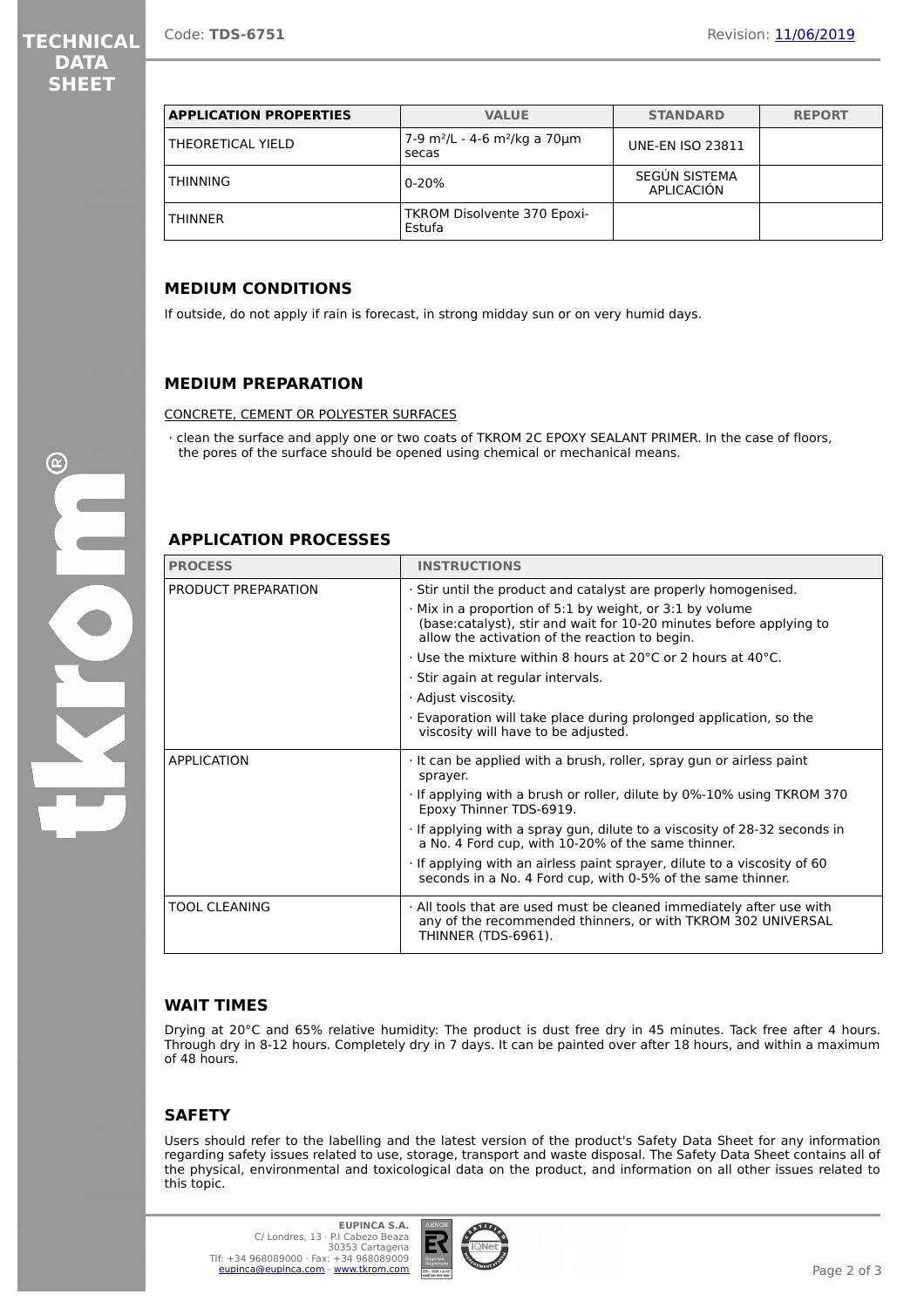| APPLICATION PROPERTIES | VALUE | STANDARD | REPORT |
|---|---|---|---|
| THEORETICAL YIELD | 7-9 m²/L - 4-6 m²/kg a 70µm secas | UNE-EN ISO 23811 | |
| THINNING | 0-20% | SEGÚN SISTEMA APLICACIÓN | |
| THINNER | TKROM Disolvente 370 Epoxi-Estufa | | |

## MEDIUM CONDITIONS

If outside, do not apply if rain is forecast, in strong midday sun or on very humid days.

## MEDIUM PREPARATION

CONCRETE, CEMENT OR POLYESTER SURFACES

· clean the surface and apply one or two coats of TKROM 2C EPOXY SEALANT PRIMER. In the case of floors, the pores of the surface should be opened using chemical or mechanical means.

## APPLICATION PROCESSES

| PROCESS | INSTRUCTIONS |
|---|---|
| PRODUCT PREPARATION | · Stir until the product and catalyst are properly homogenised.<br>· Mix in a proportion of 5:1 by weight, or 3:1 by volume (base:catalyst), stir and wait for 10-20 minutes before applying to allow the activation of the reaction to begin.<br>· Use the mixture within 8 hours at 20°C or 2 hours at 40°C.<br>· Stir again at regular intervals.<br>· Adjust viscosity.<br>· Evaporation will take place during prolonged application, so the viscosity will have to be adjusted. |
| APPLICATION | · It can be applied with a brush, roller, spray gun or airless paint sprayer.<br>· If applying with a brush or roller, dilute by 0%-10% using TKROM 370 Epoxy Thinner TDS-6919.<br>· If applying with a spray gun, dilute to a viscosity of 28-32 seconds in a No. 4 Ford cup, with 10-20% of the same thinner.<br>· If applying with an airless paint sprayer, dilute to a viscosity of 60 seconds in a No. 4 Ford cup, with 0-5% of the same thinner. |
| TOOL CLEANING | · All tools that are used must be cleaned immediately after use with any of the recommended thinners, or with TKROM 302 UNIVERSAL THINNER (TDS-6961). |

## WAIT TIMES

Drying at 20°C and 65% relative humidity: The product is dust free dry in 45 minutes. Tack free after 4 hours. Through dry in 8-12 hours. Completely dry in 7 days. It can be painted over after 18 hours, and within a maximum of 48 hours.

## SAFETY

Users should refer to the labelling and the latest version of the product's Safety Data Sheet for any information regarding safety issues related to use, storage, transport and waste disposal. The Safety Data Sheet contains all of the physical, environmental and toxicological data on the product, and information on all other issues related to this topic.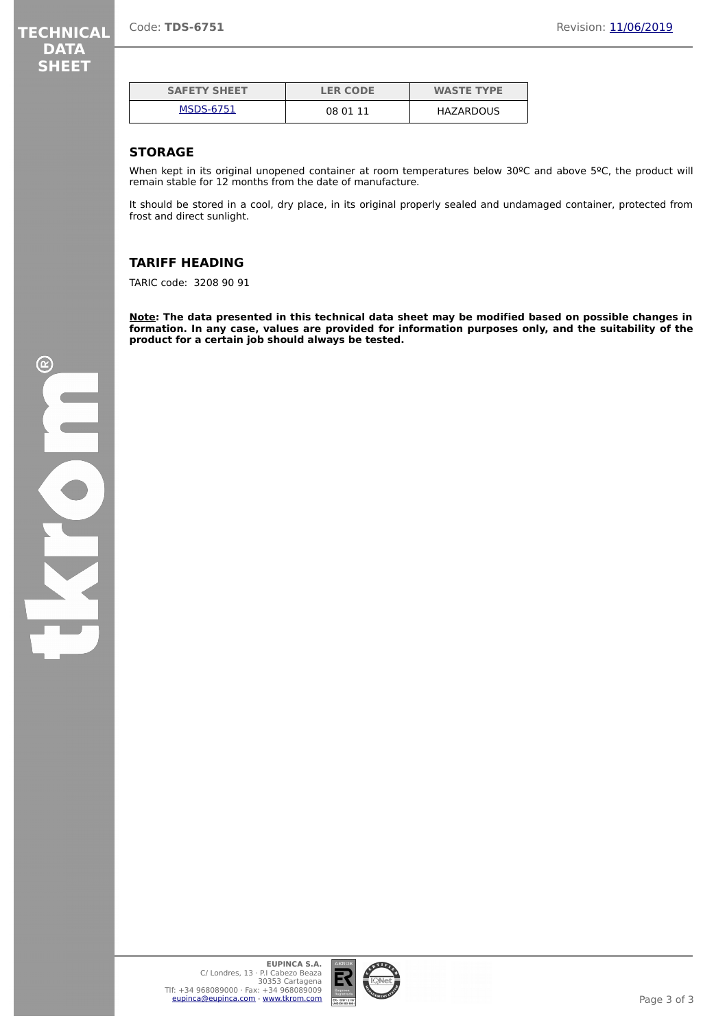| SAFETY SHEET | LER CODE | WASTE TYPE |
|---|---|---|
| MSDS-6751 | 08 01 11 | HAZARDOUS |

## STORAGE

When kept in its original unopened container at room temperatures below 30ºC and above 5ºC, the product will remain stable for 12 months from the date of manufacture.

It should be stored in a cool, dry place, in its original properly sealed and undamaged container, protected from frost and direct sunlight.

## TARIFF HEADING

TARIC code: 3208 90 91

**Note: The data presented in this technical data sheet may be modified based on possible changes in formation. In any case, values are provided for information purposes only, and the suitability of the product for a certain job should always be tested.**